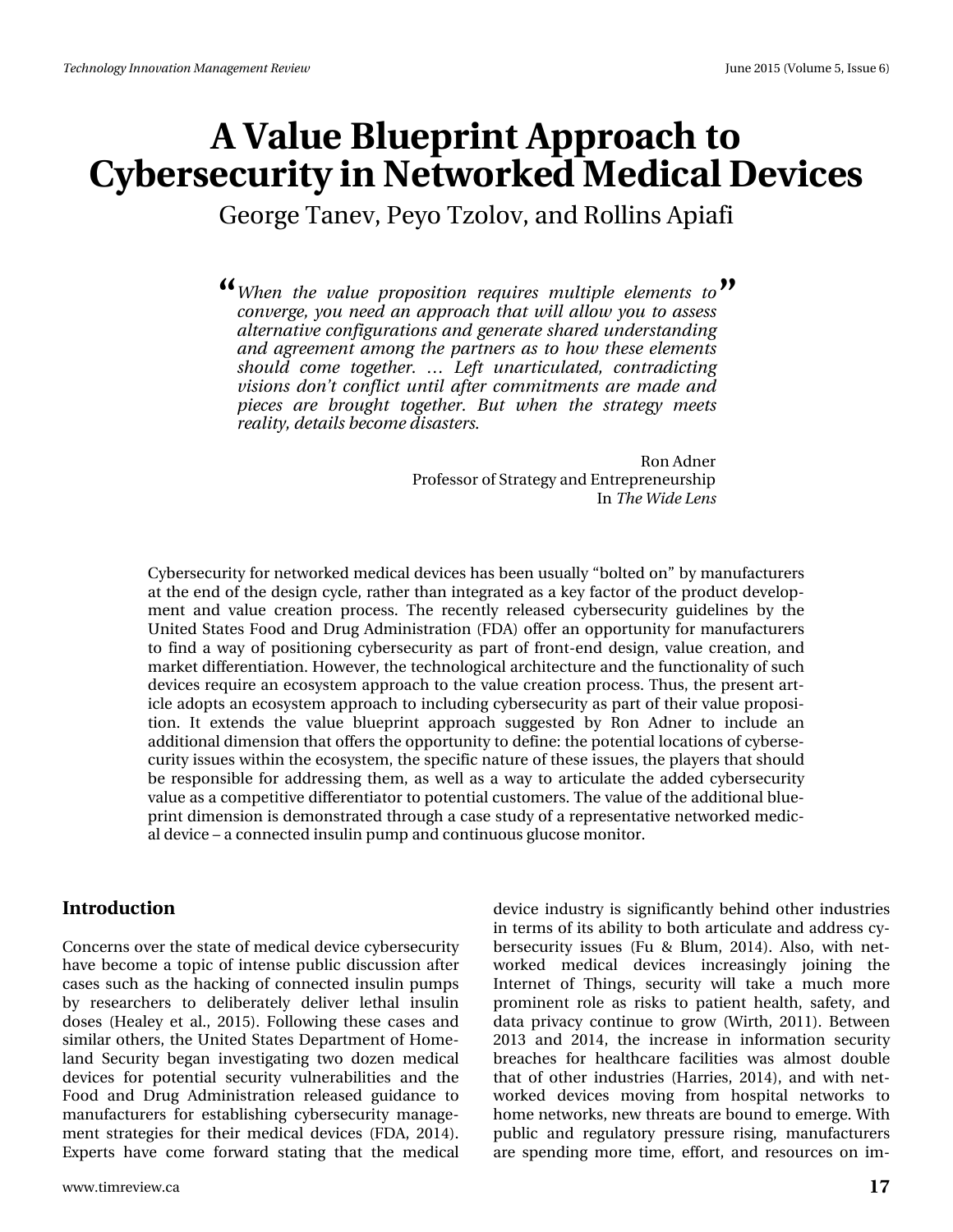# A Value Blueprint Approach to Cybersecurity in Networked Medical Devices

George Tanev, Peyo Tzolov, and Rollins Apiafi

> *When the value proposition requires multiple elements to converge, you need an approach that will allow you to assess alternative configurations and generate shared understanding and agreement among the partners as to how these elements should come together. … Left unarticulated, contradicting visions don't conflict until after commitments are made and pieces are brought together. But when the strategy meets reality, details become disasters.*
>
> Ron Adner
> Professor of Strategy and Entrepreneurship
> In *The Wide Lens*

Cybersecurity for networked medical devices has been usually "bolted on" by manufacturers at the end of the design cycle, rather than integrated as a key factor of the product development and value creation process. The recently released cybersecurity guidelines by the United States Food and Drug Administration (FDA) offer an opportunity for manufacturers to find a way of positioning cybersecurity as part of front-end design, value creation, and market differentiation. However, the technological architecture and the functionality of such devices require an ecosystem approach to the value creation process. Thus, the present article adopts an ecosystem approach to including cybersecurity as part of their value proposition. It extends the value blueprint approach suggested by Ron Adner to include an additional dimension that offers the opportunity to define: the potential locations of cybersecurity issues within the ecosystem, the specific nature of these issues, the players that should be responsible for addressing them, as well as a way to articulate the added cybersecurity value as a competitive differentiator to potential customers. The value of the additional blueprint dimension is demonstrated through a case study of a representative networked medical device – a connected insulin pump and continuous glucose monitor.

## Introduction

Concerns over the state of medical device cybersecurity have become a topic of intense public discussion after cases such as the hacking of connected insulin pumps by researchers to deliberately deliver lethal insulin doses (Healey et al., 2015). Following these cases and similar others, the United States Department of Homeland Security began investigating two dozen medical devices for potential security vulnerabilities and the Food and Drug Administration released guidance to manufacturers for establishing cybersecurity management strategies for their medical devices (FDA, 2014). Experts have come forward stating that the medical device industry is significantly behind other industries in terms of its ability to both articulate and address cybersecurity issues (Fu & Blum, 2014). Also, with networked medical devices increasingly joining the Internet of Things, security will take a much more prominent role as risks to patient health, safety, and data privacy continue to grow (Wirth, 2011). Between 2013 and 2014, the increase in information security breaches for healthcare facilities was almost double that of other industries (Harries, 2014), and with networked devices moving from hospital networks to home networks, new threats are bound to emerge. With public and regulatory pressure rising, manufacturers are spending more time, effort, and resources on im-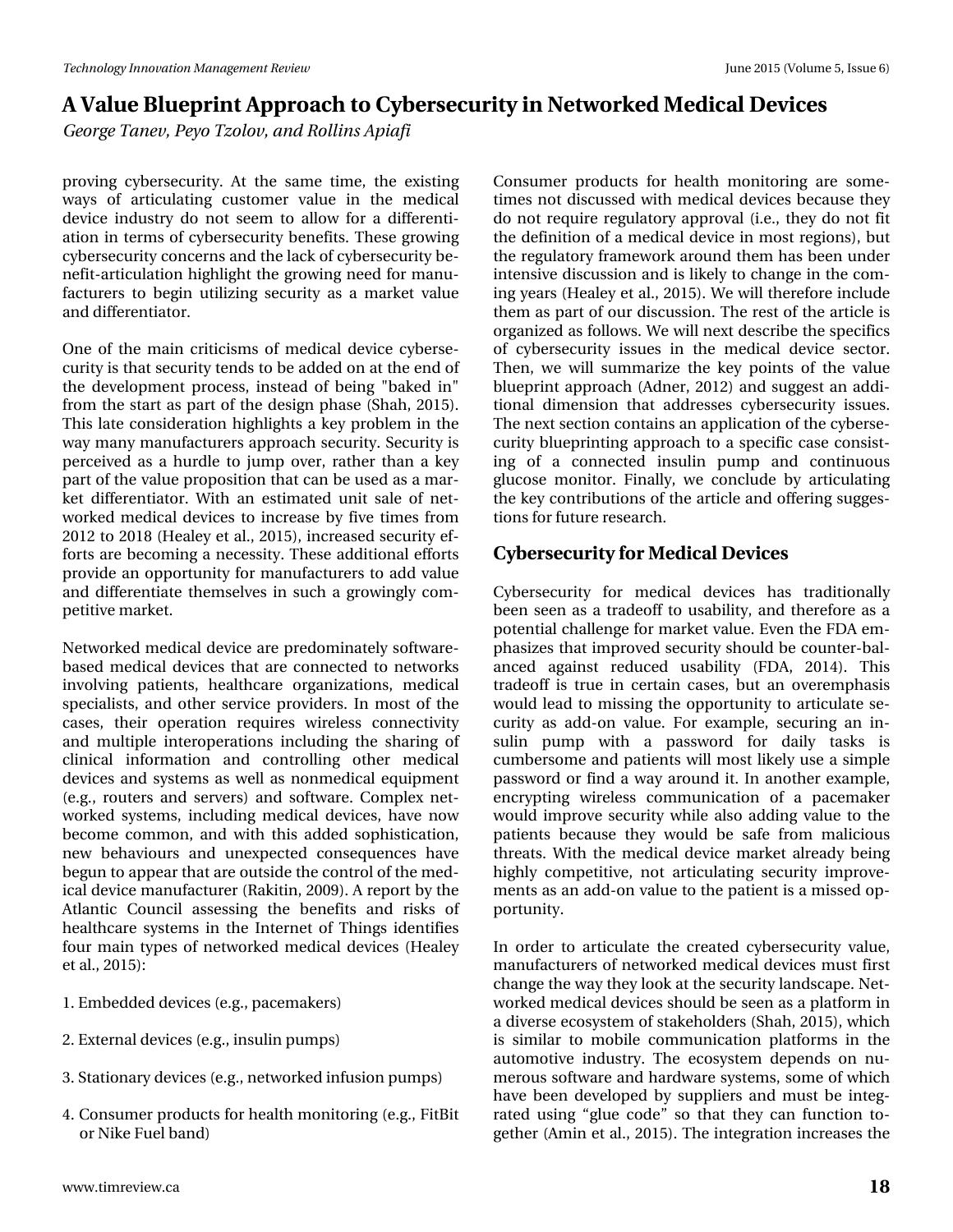proving cybersecurity. At the same time, the existing ways of articulating customer value in the medical device industry do not seem to allow for a differentiation in terms of cybersecurity benefits. These growing cybersecurity concerns and the lack of cybersecurity benefit-articulation highlight the growing need for manufacturers to begin utilizing security as a market value and differentiator.

One of the main criticisms of medical device cybersecurity is that security tends to be added on at the end of the development process, instead of being "baked in" from the start as part of the design phase (Shah, 2015). This late consideration highlights a key problem in the way many manufacturers approach security. Security is perceived as a hurdle to jump over, rather than a key part of the value proposition that can be used as a market differentiator. With an estimated unit sale of networked medical devices to increase by five times from 2012 to 2018 (Healey et al., 2015), increased security efforts are becoming a necessity. These additional efforts provide an opportunity for manufacturers to add value and differentiate themselves in such a growingly competitive market.

Networked medical device are predominately software-based medical devices that are connected to networks involving patients, healthcare organizations, medical specialists, and other service providers. In most of the cases, their operation requires wireless connectivity and multiple interoperations including the sharing of clinical information and controlling other medical devices and systems as well as nonmedical equipment (e.g., routers and servers) and software. Complex networked systems, including medical devices, have now become common, and with this added sophistication, new behaviours and unexpected consequences have begun to appear that are outside the control of the medical device manufacturer (Rakitin, 2009). A report by the Atlantic Council assessing the benefits and risks of healthcare systems in the Internet of Things identifies four main types of networked medical devices (Healey et al., 2015):

1. Embedded devices (e.g., pacemakers)
2. External devices (e.g., insulin pumps)
3. Stationary devices (e.g., networked infusion pumps)
4. Consumer products for health monitoring (e.g., FitBit or Nike Fuel band)

Consumer products for health monitoring are sometimes not discussed with medical devices because they do not require regulatory approval (i.e., they do not fit the definition of a medical device in most regions), but the regulatory framework around them has been under intensive discussion and is likely to change in the coming years (Healey et al., 2015). We will therefore include them as part of our discussion. The rest of the article is organized as follows. We will next describe the specifics of cybersecurity issues in the medical device sector. Then, we will summarize the key points of the value blueprint approach (Adner, 2012) and suggest an additional dimension that addresses cybersecurity issues. The next section contains an application of the cybersecurity blueprinting approach to a specific case consisting of a connected insulin pump and continuous glucose monitor. Finally, we conclude by articulating the key contributions of the article and offering suggestions for future research.

## Cybersecurity for Medical Devices

Cybersecurity for medical devices has traditionally been seen as a tradeoff to usability, and therefore as a potential challenge for market value. Even the FDA emphasizes that improved security should be counter-balanced against reduced usability (FDA, 2014). This tradeoff is true in certain cases, but an overemphasis would lead to missing the opportunity to articulate security as add-on value. For example, securing an insulin pump with a password for daily tasks is cumbersome and patients will most likely use a simple password or find a way around it. In another example, encrypting wireless communication of a pacemaker would improve security while also adding value to the patients because they would be safe from malicious threats. With the medical device market already being highly competitive, not articulating security improvements as an add-on value to the patient is a missed opportunity.

In order to articulate the created cybersecurity value, manufacturers of networked medical devices must first change the way they look at the security landscape. Networked medical devices should be seen as a platform in a diverse ecosystem of stakeholders (Shah, 2015), which is similar to mobile communication platforms in the automotive industry. The ecosystem depends on numerous software and hardware systems, some of which have been developed by suppliers and must be integrated using "glue code" so that they can function together (Amin et al., 2015). The integration increases the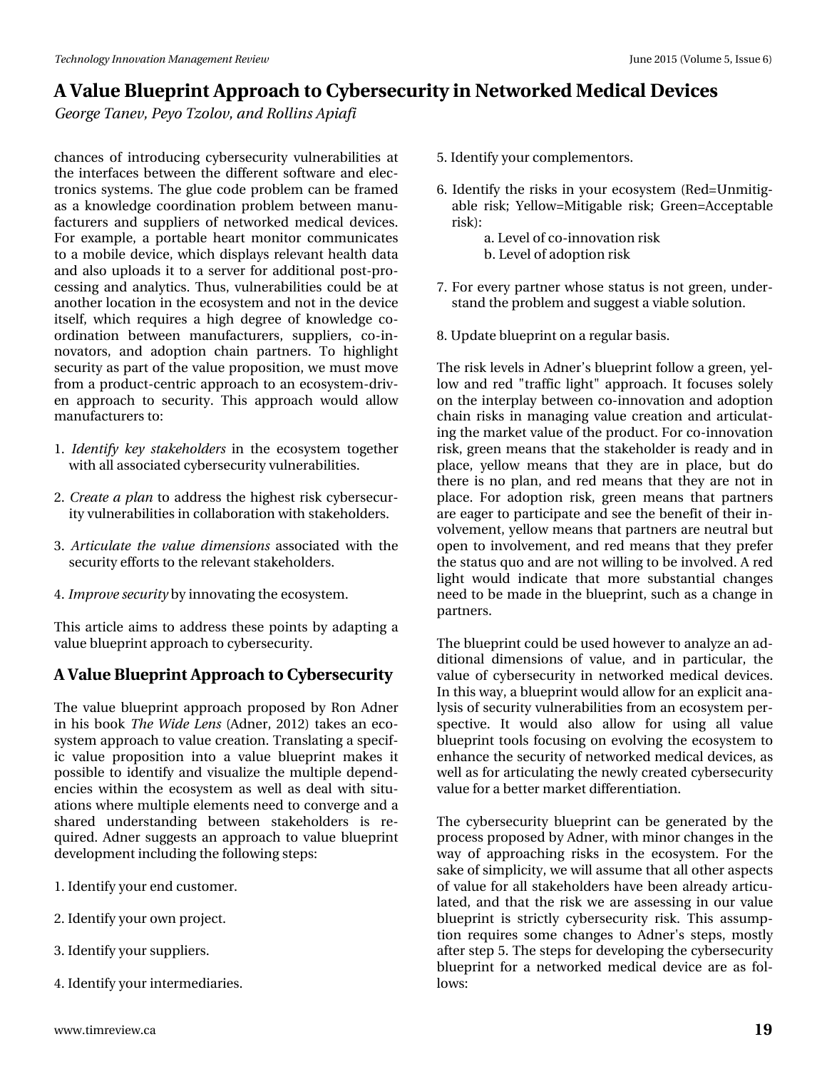chances of introducing cybersecurity vulnerabilities at the interfaces between the different software and electronics systems. The glue code problem can be framed as a knowledge coordination problem between manufacturers and suppliers of networked medical devices. For example, a portable heart monitor communicates to a mobile device, which displays relevant health data and also uploads it to a server for additional post-processing and analytics. Thus, vulnerabilities could be at another location in the ecosystem and not in the device itself, which requires a high degree of knowledge coordination between manufacturers, suppliers, co-innovators, and adoption chain partners. To highlight security as part of the value proposition, we must move from a product-centric approach to an ecosystem-driven approach to security. This approach would allow manufacturers to:

1. *Identify key stakeholders* in the ecosystem together with all associated cybersecurity vulnerabilities.

2. *Create a plan* to address the highest risk cybersecurity vulnerabilities in collaboration with stakeholders.

3. *Articulate the value dimensions* associated with the security efforts to the relevant stakeholders.

4. *Improve security* by innovating the ecosystem.

This article aims to address these points by adapting a value blueprint approach to cybersecurity.

## A Value Blueprint Approach to Cybersecurity

The value blueprint approach proposed by Ron Adner in his book *The Wide Lens* (Adner, 2012) takes an ecosystem approach to value creation. Translating a specific value proposition into a value blueprint makes it possible to identify and visualize the multiple dependencies within the ecosystem as well as deal with situations where multiple elements need to converge and a shared understanding between stakeholders is required. Adner suggests an approach to value blueprint development including the following steps:

1. Identify your end customer.

2. Identify your own project.

3. Identify your suppliers.

4. Identify your intermediaries.

5. Identify your complementors.

6. Identify the risks in your ecosystem (Red=Unmitigable risk; Yellow=Mitigable risk; Green=Acceptable risk):
   a. Level of co-innovation risk
   b. Level of adoption risk

7. For every partner whose status is not green, understand the problem and suggest a viable solution.

8. Update blueprint on a regular basis.

The risk levels in Adner's blueprint follow a green, yellow and red "traffic light" approach. It focuses solely on the interplay between co-innovation and adoption chain risks in managing value creation and articulating the market value of the product. For co-innovation risk, green means that the stakeholder is ready and in place, yellow means that they are in place, but do there is no plan, and red means that they are not in place. For adoption risk, green means that partners are eager to participate and see the benefit of their involvement, yellow means that partners are neutral but open to involvement, and red means that they prefer the status quo and are not willing to be involved. A red light would indicate that more substantial changes need to be made in the blueprint, such as a change in partners.

The blueprint could be used however to analyze an additional dimensions of value, and in particular, the value of cybersecurity in networked medical devices. In this way, a blueprint would allow for an explicit analysis of security vulnerabilities from an ecosystem perspective. It would also allow for using all value blueprint tools focusing on evolving the ecosystem to enhance the security of networked medical devices, as well as for articulating the newly created cybersecurity value for a better market differentiation.

The cybersecurity blueprint can be generated by the process proposed by Adner, with minor changes in the way of approaching risks in the ecosystem. For the sake of simplicity, we will assume that all other aspects of value for all stakeholders have been already articulated, and that the risk we are assessing in our value blueprint is strictly cybersecurity risk. This assumption requires some changes to Adner's steps, mostly after step 5. The steps for developing the cybersecurity blueprint for a networked medical device are as follows: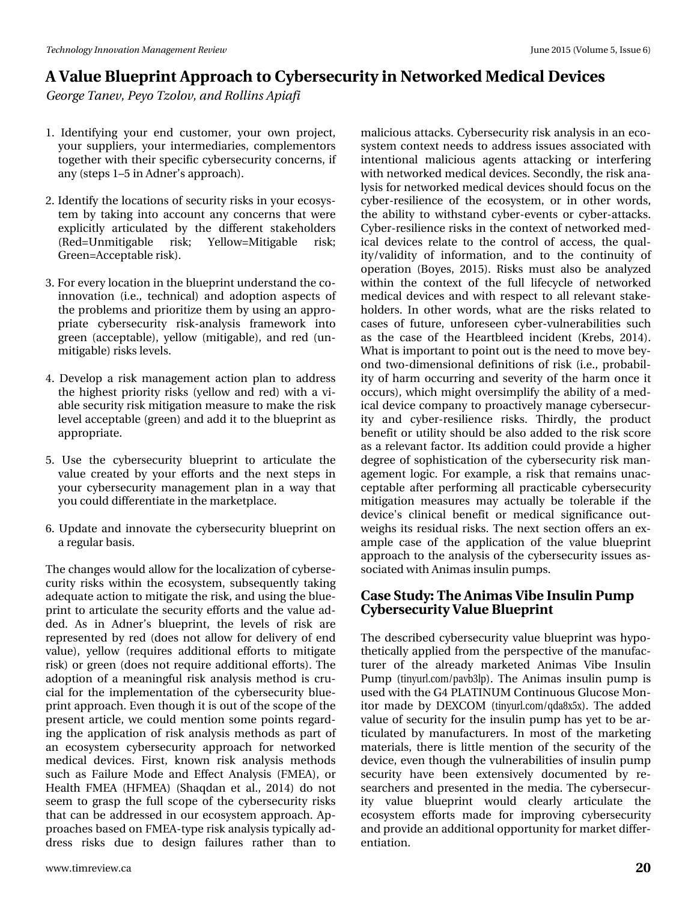1. Identifying your end customer, your own project, your suppliers, your intermediaries, complementors together with their specific cybersecurity concerns, if any (steps 1–5 in Adner's approach).

2. Identify the locations of security risks in your ecosystem by taking into account any concerns that were explicitly articulated by the different stakeholders (Red=Unmitigable risk; Yellow=Mitigable risk; Green=Acceptable risk).

3. For every location in the blueprint understand the co-innovation (i.e., technical) and adoption aspects of the problems and prioritize them by using an appropriate cybersecurity risk-analysis framework into green (acceptable), yellow (mitigable), and red (unmitigable) risks levels.

4. Develop a risk management action plan to address the highest priority risks (yellow and red) with a viable security risk mitigation measure to make the risk level acceptable (green) and add it to the blueprint as appropriate.

5. Use the cybersecurity blueprint to articulate the value created by your efforts and the next steps in your cybersecurity management plan in a way that you could differentiate in the marketplace.

6. Update and innovate the cybersecurity blueprint on a regular basis.

The changes would allow for the localization of cybersecurity risks within the ecosystem, subsequently taking adequate action to mitigate the risk, and using the blueprint to articulate the security efforts and the value added. As in Adner's blueprint, the levels of risk are represented by red (does not allow for delivery of end value), yellow (requires additional efforts to mitigate risk) or green (does not require additional efforts). The adoption of a meaningful risk analysis method is crucial for the implementation of the cybersecurity blueprint approach. Even though it is out of the scope of the present article, we could mention some points regarding the application of risk analysis methods as part of an ecosystem cybersecurity approach for networked medical devices. First, known risk analysis methods such as Failure Mode and Effect Analysis (FMEA), or Health FMEA (HFMEA) (Shaqdan et al., 2014) do not seem to grasp the full scope of the cybersecurity risks that can be addressed in our ecosystem approach. Approaches based on FMEA-type risk analysis typically address risks due to design failures rather than to malicious attacks. Cybersecurity risk analysis in an ecosystem context needs to address issues associated with intentional malicious agents attacking or interfering with networked medical devices. Secondly, the risk analysis for networked medical devices should focus on the cyber-resilience of the ecosystem, or in other words, the ability to withstand cyber-events or cyber-attacks. Cyber-resilience risks in the context of networked medical devices relate to the control of access, the quality/validity of information, and to the continuity of operation (Boyes, 2015). Risks must also be analyzed within the context of the full lifecycle of networked medical devices and with respect to all relevant stakeholders. In other words, what are the risks related to cases of future, unforeseen cyber-vulnerabilities such as the case of the Heartbleed incident (Krebs, 2014). What is important to point out is the need to move beyond two-dimensional definitions of risk (i.e., probability of harm occurring and severity of the harm once it occurs), which might oversimplify the ability of a medical device company to proactively manage cybersecurity and cyber-resilience risks. Thirdly, the product benefit or utility should be also added to the risk score as a relevant factor. Its addition could provide a higher degree of sophistication of the cybersecurity risk management logic. For example, a risk that remains unacceptable after performing all practicable cybersecurity mitigation measures may actually be tolerable if the device's clinical benefit or medical significance outweighs its residual risks. The next section offers an example case of the application of the value blueprint approach to the analysis of the cybersecurity issues associated with Animas insulin pumps.

## Case Study: The Animas Vibe Insulin Pump Cybersecurity Value Blueprint

The described cybersecurity value blueprint was hypothetically applied from the perspective of the manufacturer of the already marketed Animas Vibe Insulin Pump (tinyurl.com/pavb3lp). The Animas insulin pump is used with the G4 PLATINUM Continuous Glucose Monitor made by DEXCOM (tinyurl.com/qda8x5x). The added value of security for the insulin pump has yet to be articulated by manufacturers. In most of the marketing materials, there is little mention of the security of the device, even though the vulnerabilities of insulin pump security have been extensively documented by researchers and presented in the media. The cybersecurity value blueprint would clearly articulate the ecosystem efforts made for improving cybersecurity and provide an additional opportunity for market differentiation.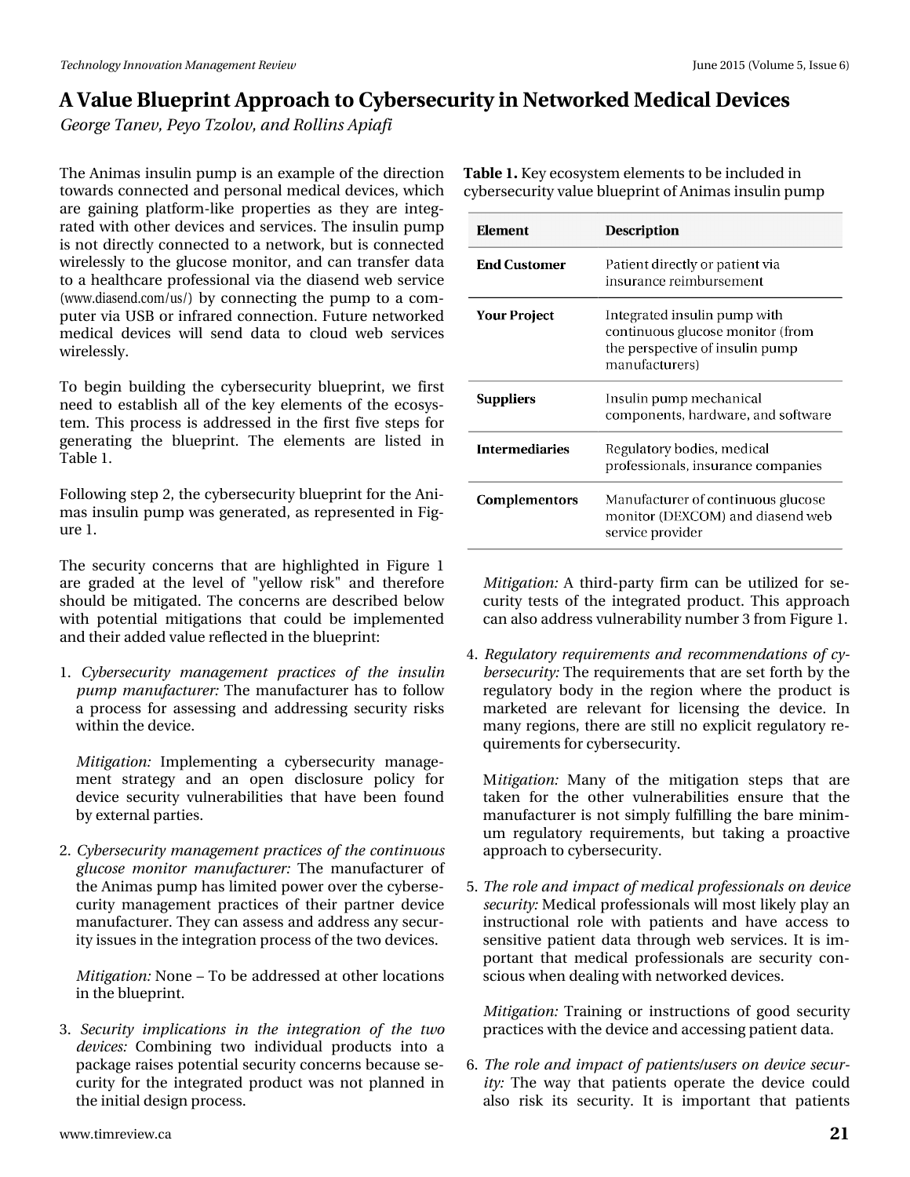The Animas insulin pump is an example of the direction towards connected and personal medical devices, which are gaining platform-like properties as they are integrated with other devices and services. The insulin pump is not directly connected to a network, but is connected wirelessly to the glucose monitor, and can transfer data to a healthcare professional via the diasend web service (www.diasend.com/us/) by connecting the pump to a computer via USB or infrared connection. Future networked medical devices will send data to cloud web services wirelessly.

To begin building the cybersecurity blueprint, we first need to establish all of the key elements of the ecosystem. This process is addressed in the first five steps for generating the blueprint. The elements are listed in Table 1.

Following step 2, the cybersecurity blueprint for the Animas insulin pump was generated, as represented in Figure 1.

The security concerns that are highlighted in Figure 1 are graded at the level of "yellow risk" and therefore should be mitigated. The concerns are described below with potential mitigations that could be implemented and their added value reflected in the blueprint:

1. *Cybersecurity management practices of the insulin pump manufacturer:* The manufacturer has to follow a process for assessing and addressing security risks within the device.

   *Mitigation:* Implementing a cybersecurity management strategy and an open disclosure policy for device security vulnerabilities that have been found by external parties.

2. *Cybersecurity management practices of the continuous glucose monitor manufacturer:* The manufacturer of the Animas pump has limited power over the cybersecurity management practices of their partner device manufacturer. They can assess and address any security issues in the integration process of the two devices.

   *Mitigation:* None – To be addressed at other locations in the blueprint.

3. *Security implications in the integration of the two devices:* Combining two individual products into a package raises potential security concerns because security for the integrated product was not planned in the initial design process.

**Table 1.** Key ecosystem elements to be included in cybersecurity value blueprint of Animas insulin pump

| Element | Description |
|---|---|
| **End Customer** | Patient directly or patient via insurance reimbursement |
| **Your Project** | Integrated insulin pump with continuous glucose monitor (from the perspective of insulin pump manufacturers) |
| **Suppliers** | Insulin pump mechanical components, hardware, and software |
| **Intermediaries** | Regulatory bodies, medical professionals, insurance companies |
| **Complementors** | Manufacturer of continuous glucose monitor (DEXCOM) and diasend web service provider |

   *Mitigation:* A third-party firm can be utilized for security tests of the integrated product. This approach can also address vulnerability number 3 from Figure 1.

4. *Regulatory requirements and recommendations of cybersecurity:* The requirements that are set forth by the regulatory body in the region where the product is marketed are relevant for licensing the device. In many regions, there are still no explicit regulatory requirements for cybersecurity.

   *Mitigation:* Many of the mitigation steps that are taken for the other vulnerabilities ensure that the manufacturer is not simply fulfilling the bare minimum regulatory requirements, but taking a proactive approach to cybersecurity.

5. *The role and impact of medical professionals on device security:* Medical professionals will most likely play an instructional role with patients and have access to sensitive patient data through web services. It is important that medical professionals are security conscious when dealing with networked devices.

   *Mitigation:* Training or instructions of good security practices with the device and accessing patient data.

6. *The role and impact of patients/users on device security:* The way that patients operate the device could also risk its security. It is important that patients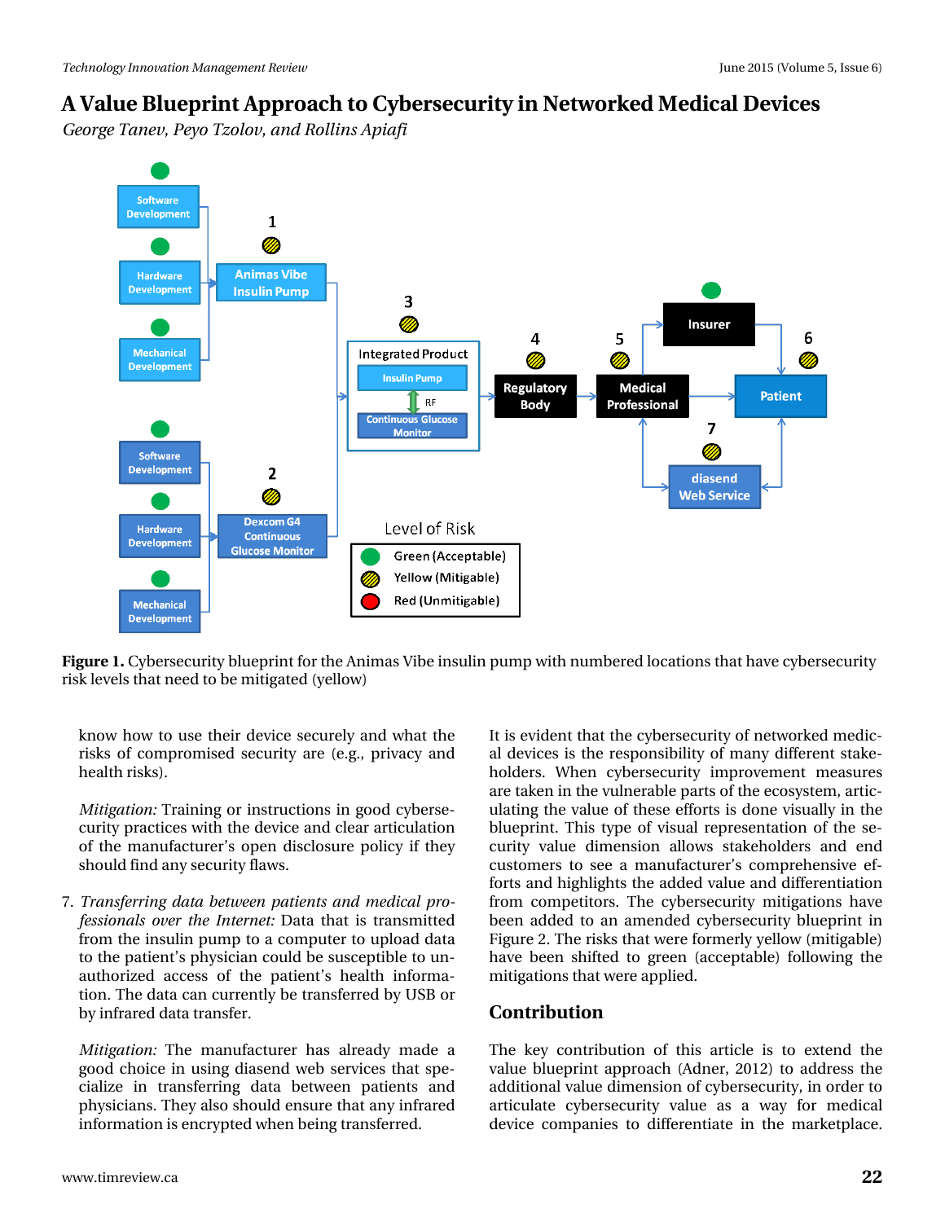# A Value Blueprint Approach to Cybersecurity in Networked Medical Devices

*George Tanev, Peyo Tzolov, and Rollins Apiafi*

**Figure 1.** Cybersecurity blueprint for the Animas Vibe insulin pump with numbered locations that have cybersecurity risk levels that need to be mitigated (yellow)

know how to use their device securely and what the risks of compromised security are (e.g., privacy and health risks).

*Mitigation:* Training or instructions in good cybersecurity practices with the device and clear articulation of the manufacturer's open disclosure policy if they should find any security flaws.

7. *Transferring data between patients and medical professionals over the Internet:* Data that is transmitted from the insulin pump to a computer to upload data to the patient's physician could be susceptible to unauthorized access of the patient's health information. The data can currently be transferred by USB or by infrared data transfer.

   *Mitigation:* The manufacturer has already made a good choice in using diasend web services that specialize in transferring data between patients and physicians. They also should ensure that any infrared information is encrypted when being transferred.

It is evident that the cybersecurity of networked medical devices is the responsibility of many different stakeholders. When cybersecurity improvement measures are taken in the vulnerable parts of the ecosystem, articulating the value of these efforts is done visually in the blueprint. This type of visual representation of the security value dimension allows stakeholders and end customers to see a manufacturer's comprehensive efforts and highlights the added value and differentiation from competitors. The cybersecurity mitigations have been added to an amended cybersecurity blueprint in Figure 2. The risks that were formerly yellow (mitigable) have been shifted to green (acceptable) following the mitigations that were applied.

## Contribution

The key contribution of this article is to extend the value blueprint approach (Adner, 2012) to address the additional value dimension of cybersecurity, in order to articulate cybersecurity value as a way for medical device companies to differentiate in the marketplace.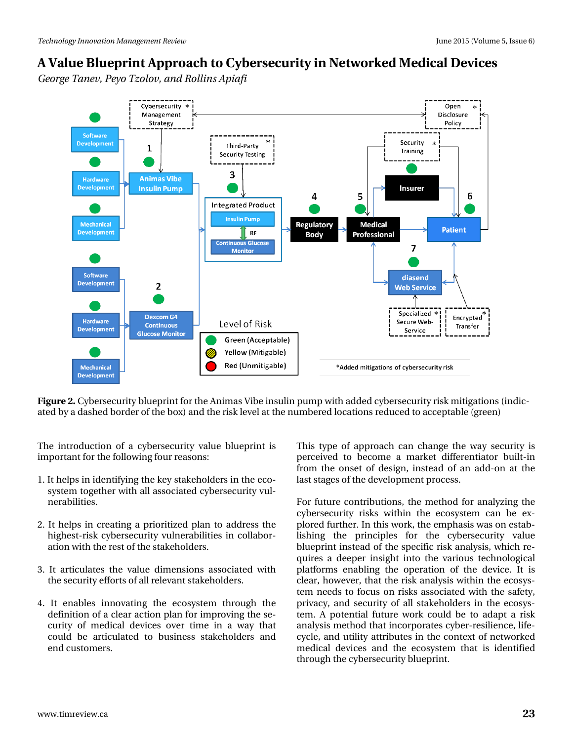# A Value Blueprint Approach to Cybersecurity in Networked Medical Devices

*George Tanev, Peyo Tzolov, and Rollins Apiafi*

**Figure 2.** Cybersecurity blueprint for the Animas Vibe insulin pump with added cybersecurity risk mitigations (indicated by a dashed border of the box) and the risk level at the numbered locations reduced to acceptable (green)

The introduction of a cybersecurity value blueprint is important for the following four reasons:

1. It helps in identifying the key stakeholders in the ecosystem together with all associated cybersecurity vulnerabilities.

2. It helps in creating a prioritized plan to address the highest-risk cybersecurity vulnerabilities in collaboration with the rest of the stakeholders.

3. It articulates the value dimensions associated with the security efforts of all relevant stakeholders.

4. It enables innovating the ecosystem through the definition of a clear action plan for improving the security of medical devices over time in a way that could be articulated to business stakeholders and end customers.

This type of approach can change the way security is perceived to become a market differentiator built-in from the onset of design, instead of an add-on at the last stages of the development process.

For future contributions, the method for analyzing the cybersecurity risks within the ecosystem can be explored further. In this work, the emphasis was on establishing the principles for the cybersecurity value blueprint instead of the specific risk analysis, which requires a deeper insight into the various technological platforms enabling the operation of the device. It is clear, however, that the risk analysis within the ecosystem needs to focus on risks associated with the safety, privacy, and security of all stakeholders in the ecosystem. A potential future work could be to adapt a risk analysis method that incorporates cyber-resilience, life-cycle, and utility attributes in the context of networked medical devices and the ecosystem that is identified through the cybersecurity blueprint.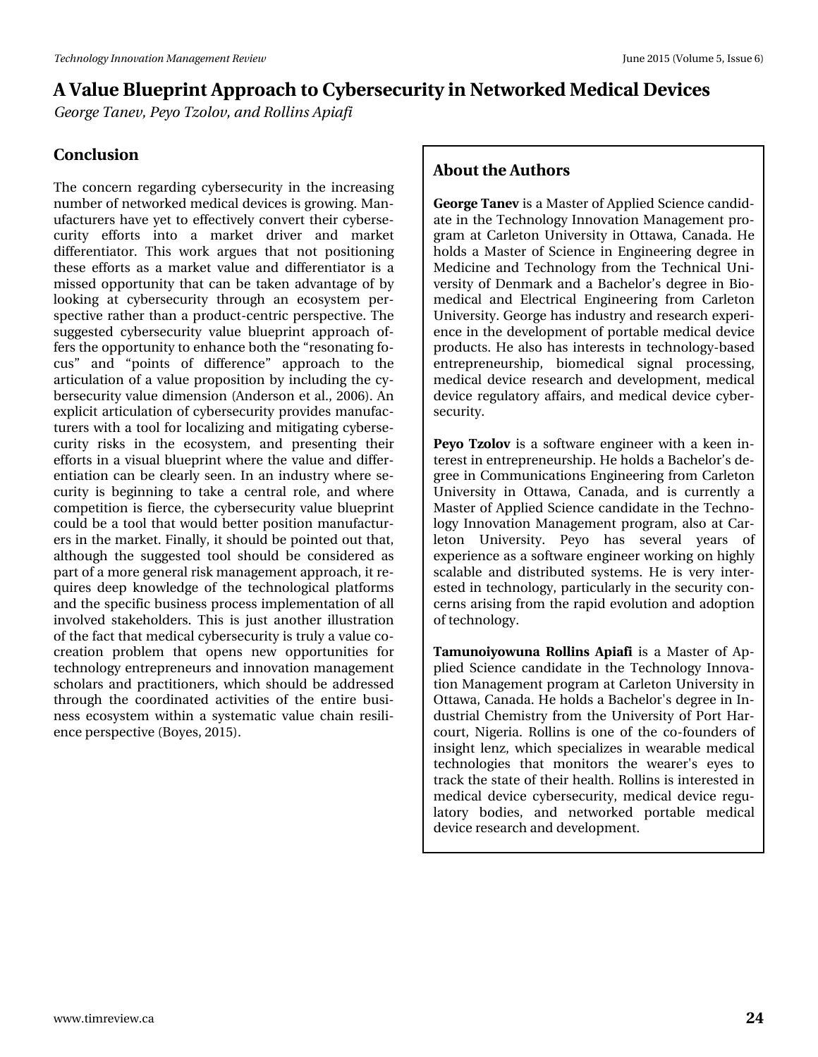# A Value Blueprint Approach to Cybersecurity in Networked Medical Devices

*George Tanev, Peyo Tzolov, and Rollins Apiafi*

## Conclusion

The concern regarding cybersecurity in the increasing number of networked medical devices is growing. Manufacturers have yet to effectively convert their cybersecurity efforts into a market driver and market differentiator. This work argues that not positioning these efforts as a market value and differentiator is a missed opportunity that can be taken advantage of by looking at cybersecurity through an ecosystem perspective rather than a product-centric perspective. The suggested cybersecurity value blueprint approach offers the opportunity to enhance both the "resonating focus" and "points of difference" approach to the articulation of a value proposition by including the cybersecurity value dimension (Anderson et al., 2006). An explicit articulation of cybersecurity provides manufacturers with a tool for localizing and mitigating cybersecurity risks in the ecosystem, and presenting their efforts in a visual blueprint where the value and differentiation can be clearly seen. In an industry where security is beginning to take a central role, and where competition is fierce, the cybersecurity value blueprint could be a tool that would better position manufacturers in the market. Finally, it should be pointed out that, although the suggested tool should be considered as part of a more general risk management approach, it requires deep knowledge of the technological platforms and the specific business process implementation of all involved stakeholders. This is just another illustration of the fact that medical cybersecurity is truly a value co-creation problem that opens new opportunities for technology entrepreneurs and innovation management scholars and practitioners, which should be addressed through the coordinated activities of the entire business ecosystem within a systematic value chain resilience perspective (Boyes, 2015).

## About the Authors

**George Tanev** is a Master of Applied Science candidate in the Technology Innovation Management program at Carleton University in Ottawa, Canada. He holds a Master of Science in Engineering degree in Medicine and Technology from the Technical University of Denmark and a Bachelor's degree in Biomedical and Electrical Engineering from Carleton University. George has industry and research experience in the development of portable medical device products. He also has interests in technology-based entrepreneurship, biomedical signal processing, medical device research and development, medical device regulatory affairs, and medical device cybersecurity.

**Peyo Tzolov** is a software engineer with a keen interest in entrepreneurship. He holds a Bachelor's degree in Communications Engineering from Carleton University in Ottawa, Canada, and is currently a Master of Applied Science candidate in the Technology Innovation Management program, also at Carleton University. Peyo has several years of experience as a software engineer working on highly scalable and distributed systems. He is very interested in technology, particularly in the security concerns arising from the rapid evolution and adoption of technology.

**Tamunoiyowuna Rollins Apiafi** is a Master of Applied Science candidate in the Technology Innovation Management program at Carleton University in Ottawa, Canada. He holds a Bachelor's degree in Industrial Chemistry from the University of Port Harcourt, Nigeria. Rollins is one of the co-founders of insight lenz, which specializes in wearable medical technologies that monitors the wearer's eyes to track the state of their health. Rollins is interested in medical device cybersecurity, medical device regulatory bodies, and networked portable medical device research and development.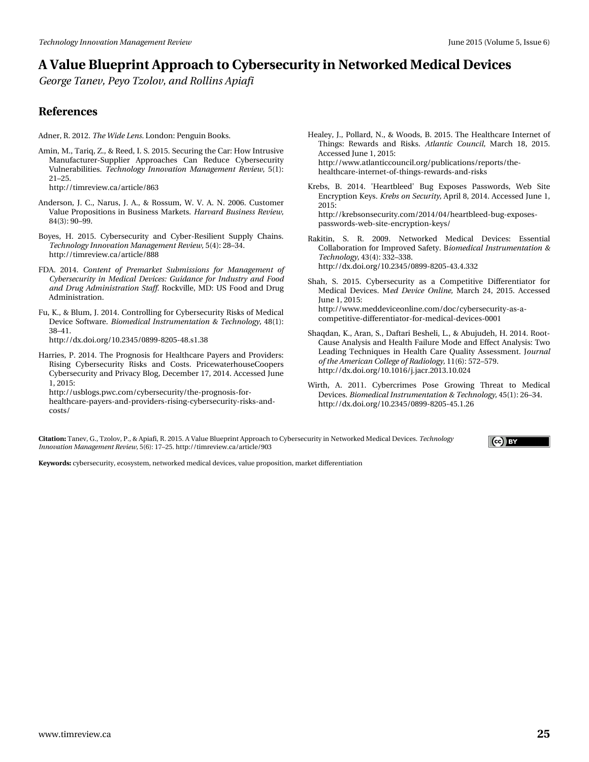# A Value Blueprint Approach to Cybersecurity in Networked Medical Devices

*George Tanev, Peyo Tzolov, and Rollins Apiafi*

## References

Adner, R. 2012. *The Wide Lens*. London: Penguin Books.

Amin, M., Tariq, Z., & Reed, I. S. 2015. Securing the Car: How Intrusive Manufacturer-Supplier Approaches Can Reduce Cybersecurity Vulnerabilities. *Technology Innovation Management Review*, 5(1): 21–25.
http://timreview.ca/article/863

Anderson, J. C., Narus, J. A., & Rossum, W. V. A. N. 2006. Customer Value Propositions in Business Markets. *Harvard Business Review*, 84(3): 90–99.

Boyes, H. 2015. Cybersecurity and Cyber-Resilient Supply Chains. *Technology Innovation Management Review*, 5(4): 28–34.
http://timreview.ca/article/888

FDA. 2014. *Content of Premarket Submissions for Management of Cybersecurity in Medical Devices: Guidance for Industry and Food and Drug Administration Staff.* Rockville, MD: US Food and Drug Administration.

Fu, K., & Blum, J. 2014. Controlling for Cybersecurity Risks of Medical Device Software. *Biomedical Instrumentation & Technology*, 48(1): 38–41.
http://dx.doi.org/10.2345/0899-8205-48.s1.38

Harries, P. 2014. The Prognosis for Healthcare Payers and Providers: Rising Cybersecurity Risks and Costs. PricewaterhouseCoopers Cybersecurity and Privacy Blog, December 17, 2014. Accessed June 1, 2015:
http://usblogs.pwc.com/cybersecurity/the-prognosis-for-healthcare-payers-and-providers-rising-cybersecurity-risks-and-costs/

Healey, J., Pollard, N., & Woods, B. 2015. The Healthcare Internet of Things: Rewards and Risks. *Atlantic Council*, March 18, 2015. Accessed June 1, 2015:
http://www.atlanticcouncil.org/publications/reports/the-healthcare-internet-of-things-rewards-and-risks

Krebs, B. 2014. 'Heartbleed' Bug Exposes Passwords, Web Site Encryption Keys. *Krebs on Security*, April 8, 2014. Accessed June 1, 2015:
http://krebsonsecurity.com/2014/04/heartbleed-bug-exposes-passwords-web-site-encryption-keys/

Rakitin, S. R. 2009. Networked Medical Devices: Essential Collaboration for Improved Safety. B*iomedical Instrumentation & Technology*, 43(4): 332–338.
http://dx.doi.org/10.2345/0899-8205-43.4.332

Shah, S. 2015. Cybersecurity as a Competitive Differentiator for Medical Devices. M*ed Device Online*, March 24, 2015. Accessed June 1, 2015:
http://www.meddeviceonline.com/doc/cybersecurity-as-a-competitive-differentiator-for-medical-devices-0001

Shaqdan, K., Aran, S., Daftari Besheli, L., & Abujudeh, H. 2014. Root-Cause Analysis and Health Failure Mode and Effect Analysis: Two Leading Techniques in Health Care Quality Assessment. J*ournal of the American College of Radiology*, 11(6): 572–579.
http://dx.doi.org/10.1016/j.jacr.2013.10.024

Wirth, A. 2011. Cybercrimes Pose Growing Threat to Medical Devices. *Biomedical Instrumentation & Technology*, 45(1): 26–34.
http://dx.doi.org/10.2345/0899-8205-45.1.26

**Citation:** Tanev, G., Tzolov, P., & Apiafi, R. 2015. A Value Blueprint Approach to Cybersecurity in Networked Medical Devices. *Technology Innovation Management Review*, 5(6): 17–25. http://timreview.ca/article/903

**Keywords:** cybersecurity, ecosystem, networked medical devices, value proposition, market differentiation